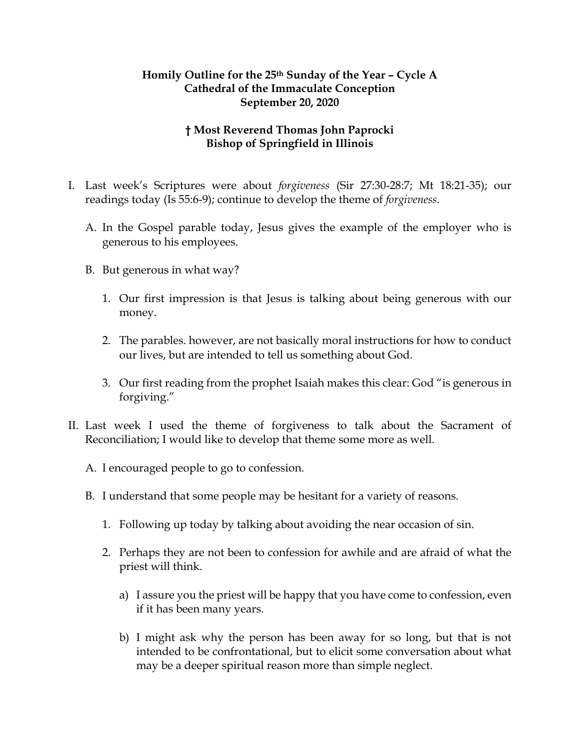**Homily Outline for the 25th Sunday of the Year – Cycle A**
**Cathedral of the Immaculate Conception**
**September 20, 2020**

**† Most Reverend Thomas John Paprocki**
**Bishop of Springfield in Illinois**

I. Last week's Scriptures were about *forgiveness* (Sir 27:30-28:7; Mt 18:21-35); our readings today (Is 55:6-9); continue to develop the theme of *forgiveness*.

   A. In the Gospel parable today, Jesus gives the example of the employer who is generous to his employees.

   B. But generous in what way?

      1. Our first impression is that Jesus is talking about being generous with our money.

      2. The parables. however, are not basically moral instructions for how to conduct our lives, but are intended to tell us something about God.

      3. Our first reading from the prophet Isaiah makes this clear: God "is generous in forgiving."

II. Last week I used the theme of forgiveness to talk about the Sacrament of Reconciliation; I would like to develop that theme some more as well.

   A. I encouraged people to go to confession.

   B. I understand that some people may be hesitant for a variety of reasons.

      1. Following up today by talking about avoiding the near occasion of sin.

      2. Perhaps they are not been to confession for awhile and are afraid of what the priest will think.

         a) I assure you the priest will be happy that you have come to confession, even if it has been many years.

         b) I might ask why the person has been away for so long, but that is not intended to be confrontational, but to elicit some conversation about what may be a deeper spiritual reason more than simple neglect.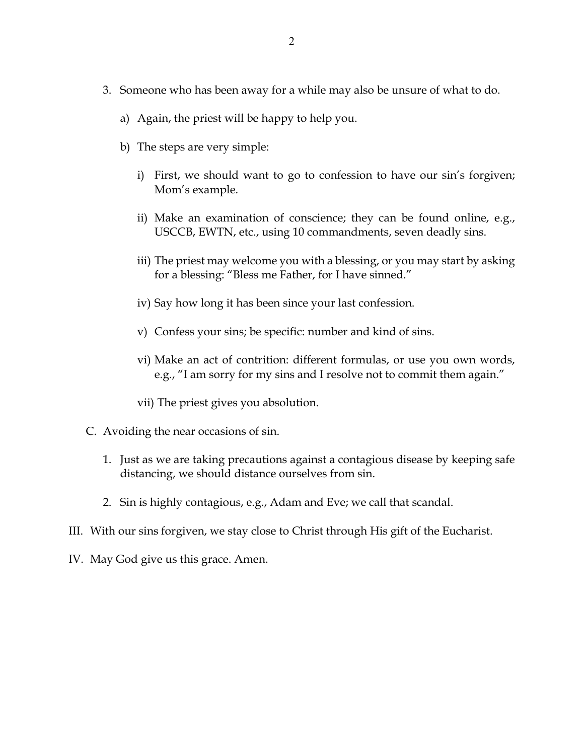3. Someone who has been away for a while may also be unsure of what to do.

   a) Again, the priest will be happy to help you.

   b) The steps are very simple:

      i) First, we should want to go to confession to have our sin's forgiven; Mom's example.

      ii) Make an examination of conscience; they can be found online, e.g., USCCB, EWTN, etc., using 10 commandments, seven deadly sins.

      iii) The priest may welcome you with a blessing, or you may start by asking for a blessing: "Bless me Father, for I have sinned."

      iv) Say how long it has been since your last confession.

      v) Confess your sins; be specific: number and kind of sins.

      vi) Make an act of contrition: different formulas, or use you own words, e.g., "I am sorry for my sins and I resolve not to commit them again."

      vii) The priest gives you absolution.

C. Avoiding the near occasions of sin.

   1. Just as we are taking precautions against a contagious disease by keeping safe distancing, we should distance ourselves from sin.

   2. Sin is highly contagious, e.g., Adam and Eve; we call that scandal.

III. With our sins forgiven, we stay close to Christ through His gift of the Eucharist.

IV. May God give us this grace. Amen.